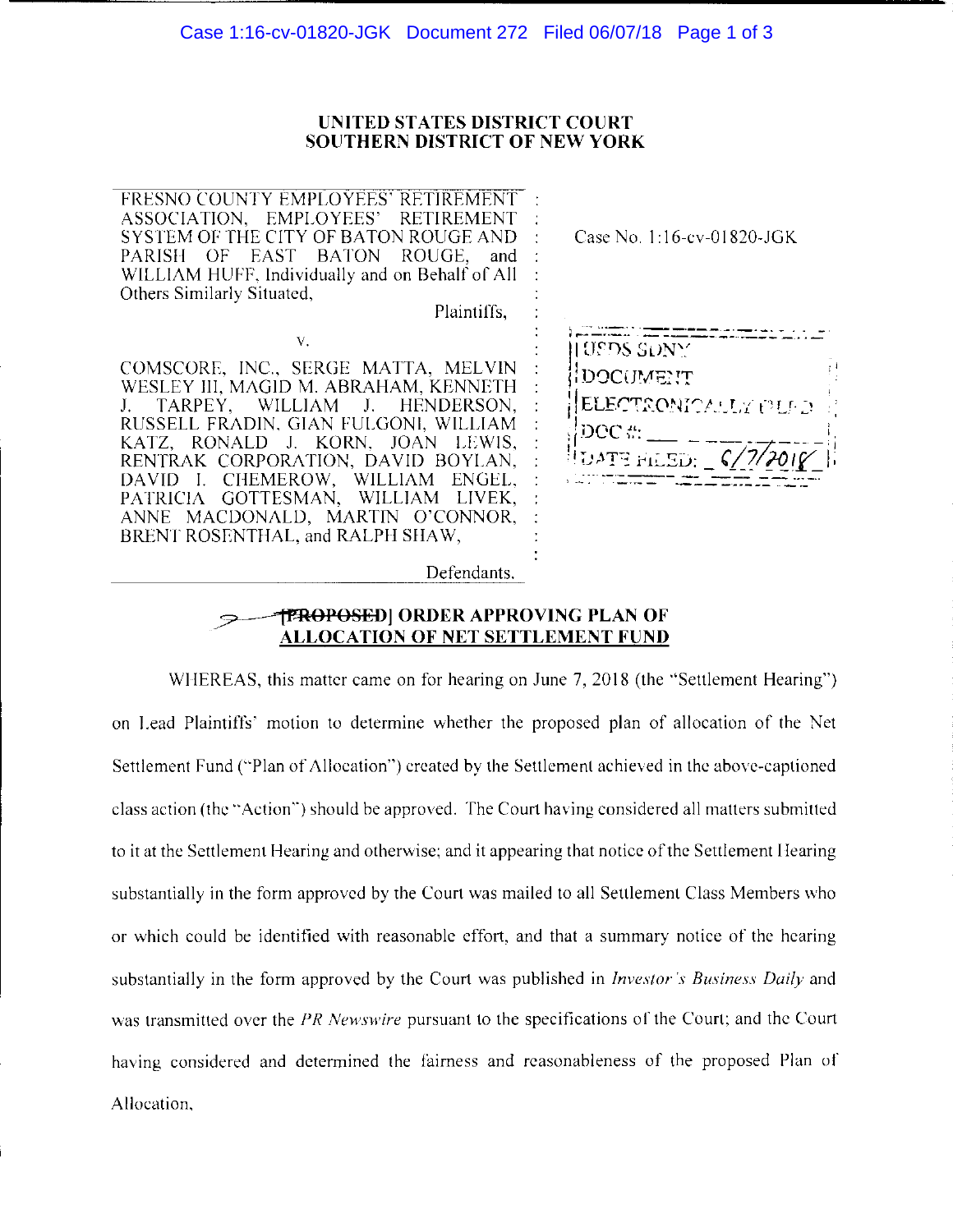**UNITED STATES DISTRICT COURT**
**SOUTHERN DISTRICT OF NEW YORK**

FRESNO COUNTY EMPLOYEES' RETIREMENT ASSOCIATION, EMPLOYEES' RETIREMENT SYSTEM OF THE CITY OF BATON ROUGE AND PARISH OF EAST BATON ROUGE, and WILLIAM HUFF, Individually and on Behalf of All Others Similarly Situated,

Plaintiffs,

v.

COMSCORE, INC., SERGE MATTA, MELVIN WESLEY III, MAGID M. ABRAHAM, KENNETH J. TARPEY, WILLIAM J. HENDERSON, RUSSELL FRADIN, GIAN FULGONI, WILLIAM KATZ, RONALD J. KORN, JOAN LEWIS, RENTRAK CORPORATION, DAVID BOYLAN, DAVID I. CHEMEROW, WILLIAM ENGEL, PATRICIA GOTTESMAN, WILLIAM LIVEK, ANNE MACDONALD, MARTIN O'CONNOR, BRENT ROSENTHAL, and RALPH SHAW,

Defendants.

Case No. 1:16-cv-01820-JGK

USDS SDNY
DOCUMENT
ELECTRONICALLY FILED
DOC #: \_\_\_\_\_
DATE FILED: 6/7/2018

## ~~[PROPOSED]~~ ORDER APPROVING PLAN OF ALLOCATION OF NET SETTLEMENT FUND

WHEREAS, this matter came on for hearing on June 7, 2018 (the "Settlement Hearing") on Lead Plaintiffs' motion to determine whether the proposed plan of allocation of the Net Settlement Fund ("Plan of Allocation") created by the Settlement achieved in the above-captioned class action (the "Action") should be approved. The Court having considered all matters submitted to it at the Settlement Hearing and otherwise; and it appearing that notice of the Settlement Hearing substantially in the form approved by the Court was mailed to all Settlement Class Members who or which could be identified with reasonable effort, and that a summary notice of the hearing substantially in the form approved by the Court was published in *Investor's Business Daily* and was transmitted over the *PR Newswire* pursuant to the specifications of the Court; and the Court having considered and determined the fairness and reasonableness of the proposed Plan of Allocation,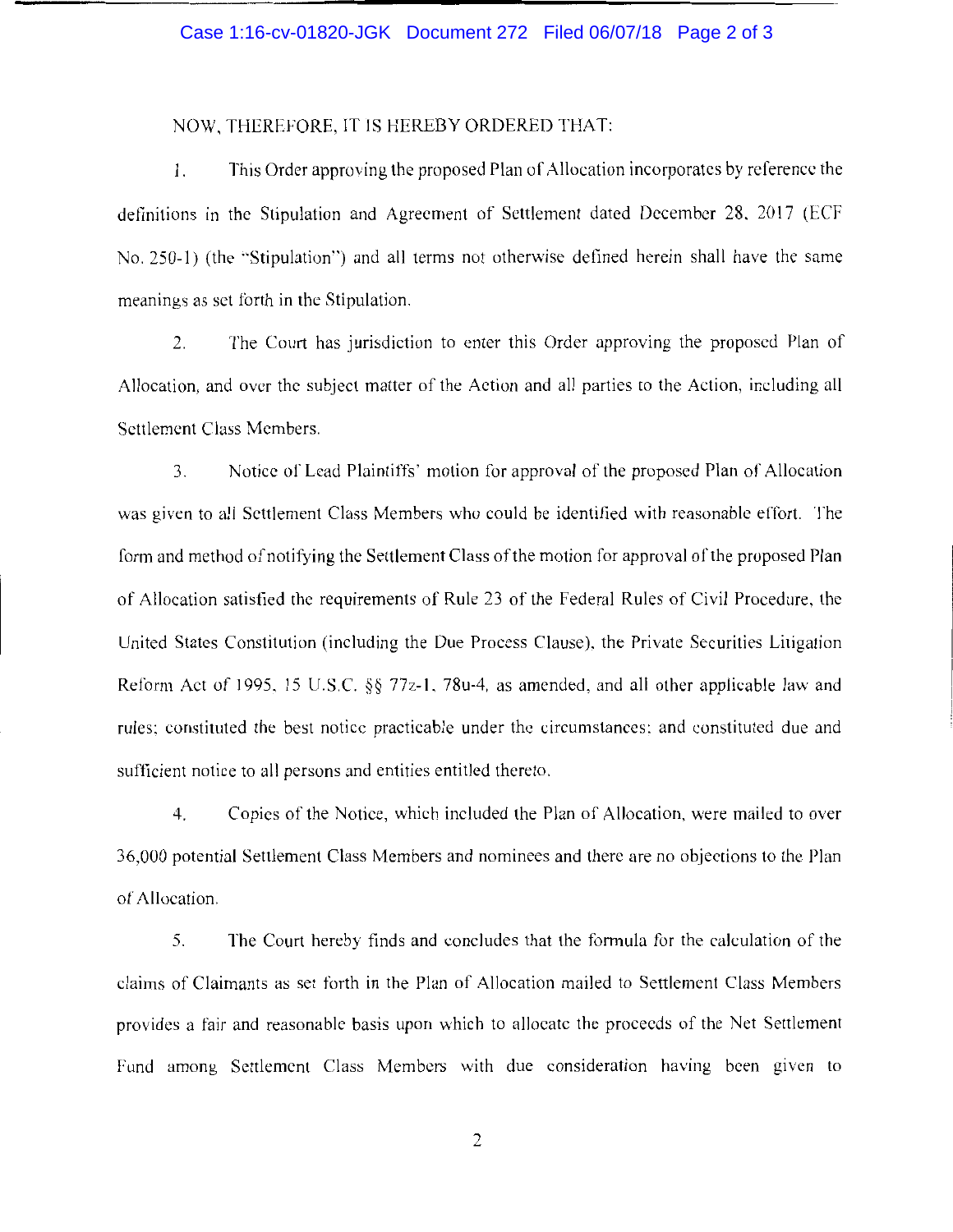NOW, THEREFORE, IT IS HEREBY ORDERED THAT:

1. This Order approving the proposed Plan of Allocation incorporates by reference the definitions in the Stipulation and Agreement of Settlement dated December 28, 2017 (ECF No. 250-1) (the "Stipulation") and all terms not otherwise defined herein shall have the same meanings as set forth in the Stipulation.

2. The Court has jurisdiction to enter this Order approving the proposed Plan of Allocation, and over the subject matter of the Action and all parties to the Action, including all Settlement Class Members.

3. Notice of Lead Plaintiffs' motion for approval of the proposed Plan of Allocation was given to all Settlement Class Members who could be identified with reasonable effort. The form and method of notifying the Settlement Class of the motion for approval of the proposed Plan of Allocation satisfied the requirements of Rule 23 of the Federal Rules of Civil Procedure, the United States Constitution (including the Due Process Clause), the Private Securities Litigation Reform Act of 1995, 15 U.S.C. §§ 77z-1, 78u-4, as amended, and all other applicable law and rules; constituted the best notice practicable under the circumstances; and constituted due and sufficient notice to all persons and entities entitled thereto.

4. Copies of the Notice, which included the Plan of Allocation, were mailed to over 36,000 potential Settlement Class Members and nominees and there are no objections to the Plan of Allocation.

5. The Court hereby finds and concludes that the formula for the calculation of the claims of Claimants as set forth in the Plan of Allocation mailed to Settlement Class Members provides a fair and reasonable basis upon which to allocate the proceeds of the Net Settlement Fund among Settlement Class Members with due consideration having been given to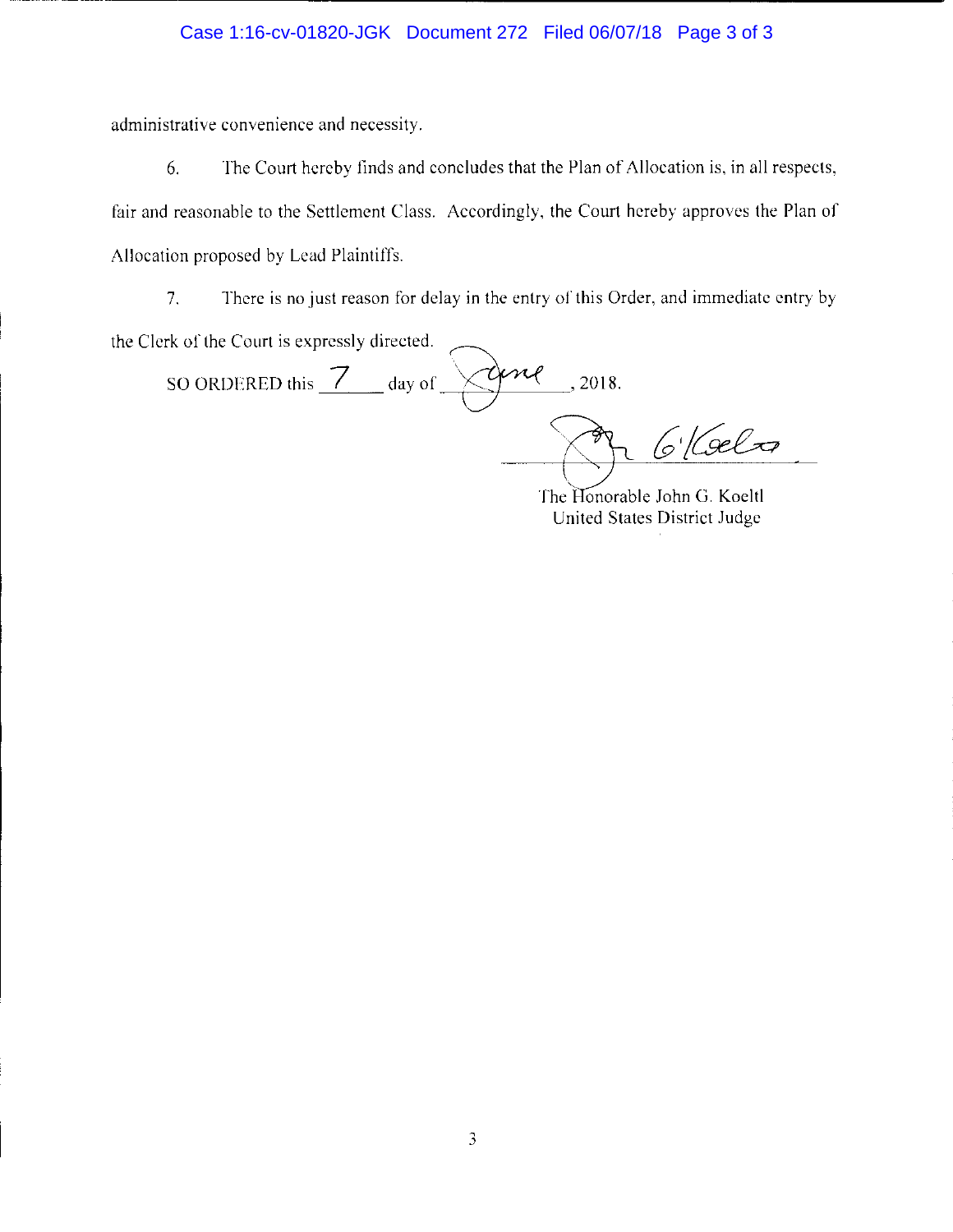administrative convenience and necessity.

6. The Court hereby finds and concludes that the Plan of Allocation is, in all respects, fair and reasonable to the Settlement Class. Accordingly, the Court hereby approves the Plan of Allocation proposed by Lead Plaintiffs.

7. There is no just reason for delay in the entry of this Order, and immediate entry by the Clerk of the Court is expressly directed.

SO ORDERED this 7 day of June, 2018.

John G. Koeltl

The Honorable John G. Koeltl
United States District Judge